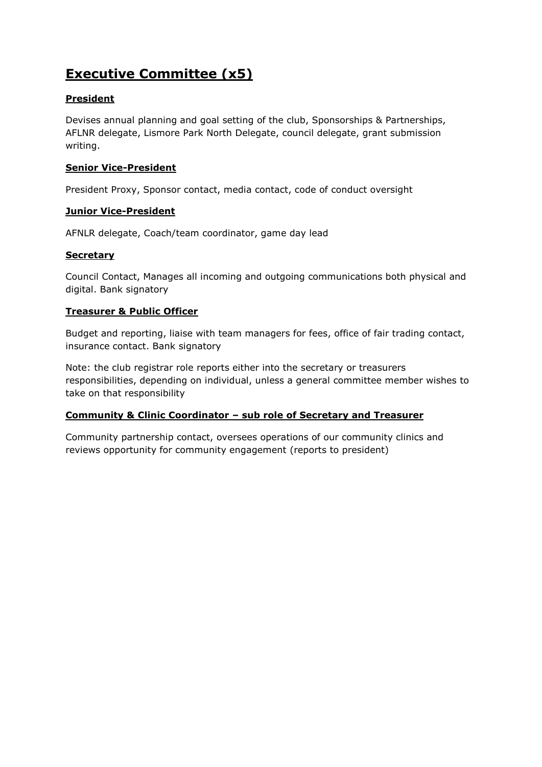# Executive Committee (x5)

## President

Devises annual planning and goal setting of the club, Sponsorships & Partnerships, AFLNR delegate, Lismore Park North Delegate, council delegate, grant submission writing.

## Senior Vice-President

President Proxy, Sponsor contact, media contact, code of conduct oversight

## Junior Vice-President

AFNLR delegate, Coach/team coordinator, game day lead

## Secretary

Council Contact, Manages all incoming and outgoing communications both physical and digital. Bank signatory

## Treasurer & Public Officer

Budget and reporting, liaise with team managers for fees, office of fair trading contact, insurance contact. Bank signatory

Note: the club registrar role reports either into the secretary or treasurers responsibilities, depending on individual, unless a general committee member wishes to take on that responsibility

## Community & Clinic Coordinator – sub role of Secretary and Treasurer

Community partnership contact, oversees operations of our community clinics and reviews opportunity for community engagement (reports to president)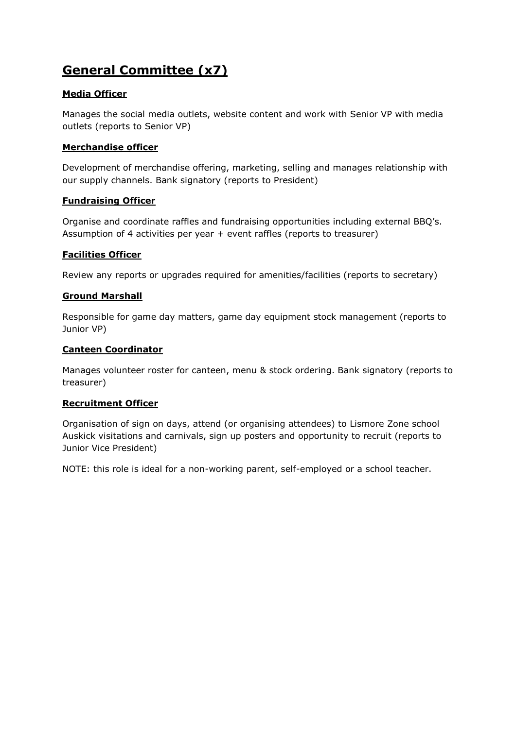## General Committee (x7)

### Media Officer

Manages the social media outlets, website content and work with Senior VP with media outlets (reports to Senior VP)

### Merchandise officer

Development of merchandise offering, marketing, selling and manages relationship with our supply channels. Bank signatory (reports to President)

### Fundraising Officer

Organise and coordinate raffles and fundraising opportunities including external BBQ's. Assumption of 4 activities per year + event raffles (reports to treasurer)

### Facilities Officer

Review any reports or upgrades required for amenities/facilities (reports to secretary)

### Ground Marshall

Responsible for game day matters, game day equipment stock management (reports to Junior VP)

### Canteen Coordinator

Manages volunteer roster for canteen, menu & stock ordering. Bank signatory (reports to treasurer)

### Recruitment Officer

Organisation of sign on days, attend (or organising attendees) to Lismore Zone school Auskick visitations and carnivals, sign up posters and opportunity to recruit (reports to Junior Vice President)

NOTE: this role is ideal for a non-working parent, self-employed or a school teacher.